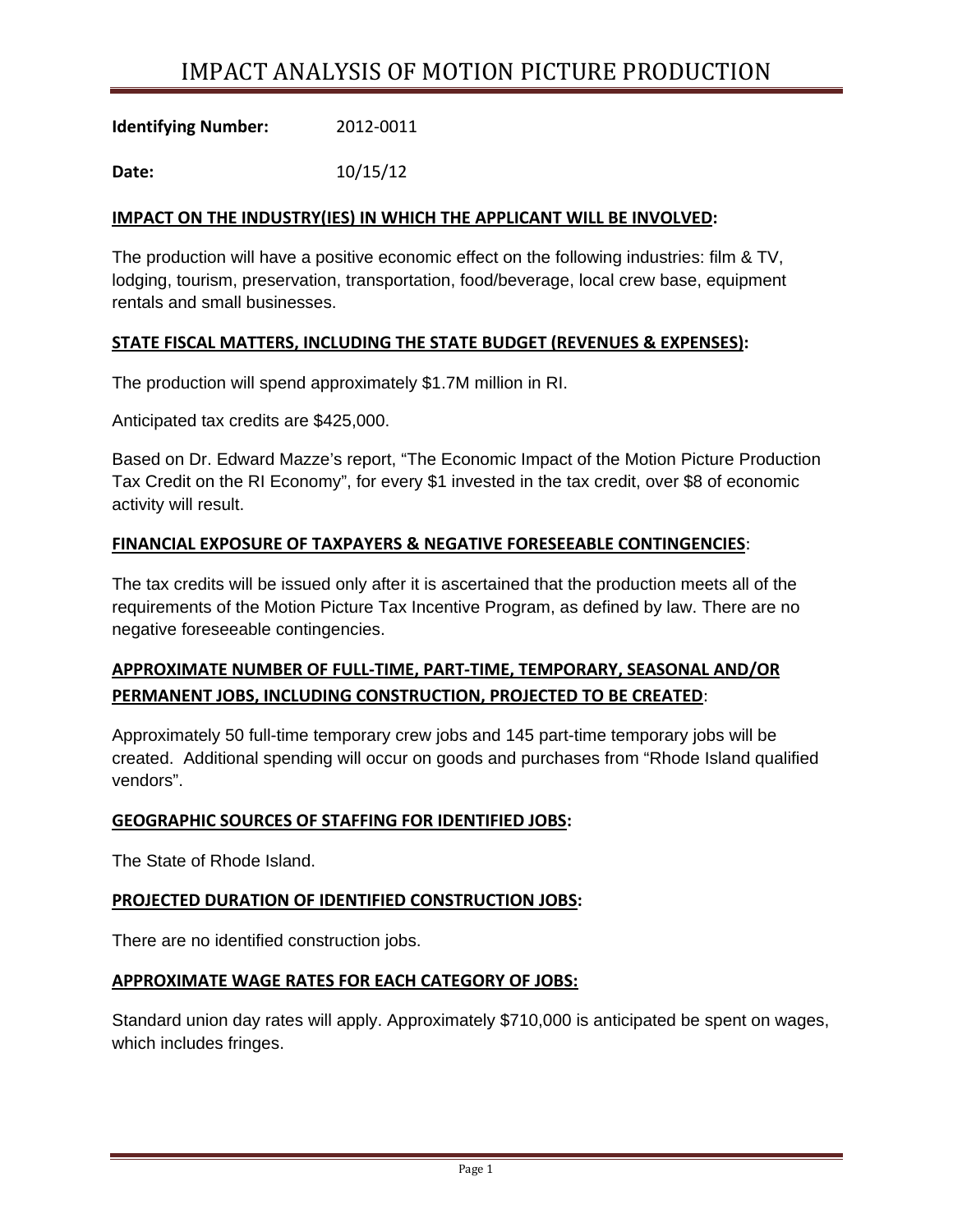# IMPACT ANALYSIS OF MOTION PICTURE PRODUCTION

**Identifying Number:** 2012-0011

**Date:** 10/15/12

## IMPACT ON THE INDUSTRY(IES) IN WHICH THE APPLICANT WILL BE INVOLVED:

The production will have a positive economic effect on the following industries: film & TV, lodging, tourism, preservation, transportation, food/beverage, local crew base, equipment rentals and small businesses.

## STATE FISCAL MATTERS, INCLUDING THE STATE BUDGET (REVENUES & EXPENSES):

The production will spend approximately $1.7M million in RI.

Anticipated tax credits are $425,000.

Based on Dr. Edward Mazze's report, "The Economic Impact of the Motion Picture Production Tax Credit on the RI Economy", for every $1 invested in the tax credit, over $8 of economic activity will result.

## FINANCIAL EXPOSURE OF TAXPAYERS & NEGATIVE FORESEEABLE CONTINGENCIES:

The tax credits will be issued only after it is ascertained that the production meets all of the requirements of the Motion Picture Tax Incentive Program, as defined by law. There are no negative foreseeable contingencies.

## APPROXIMATE NUMBER OF FULL-TIME, PART-TIME, TEMPORARY, SEASONAL AND/OR PERMANENT JOBS, INCLUDING CONSTRUCTION, PROJECTED TO BE CREATED:

Approximately 50 full-time temporary crew jobs and 145 part-time temporary jobs will be created. Additional spending will occur on goods and purchases from "Rhode Island qualified vendors".

## GEOGRAPHIC SOURCES OF STAFFING FOR IDENTIFIED JOBS:

The State of Rhode Island.

## PROJECTED DURATION OF IDENTIFIED CONSTRUCTION JOBS:

There are no identified construction jobs.

## APPROXIMATE WAGE RATES FOR EACH CATEGORY OF JOBS:

Standard union day rates will apply. Approximately $710,000 is anticipated be spent on wages, which includes fringes.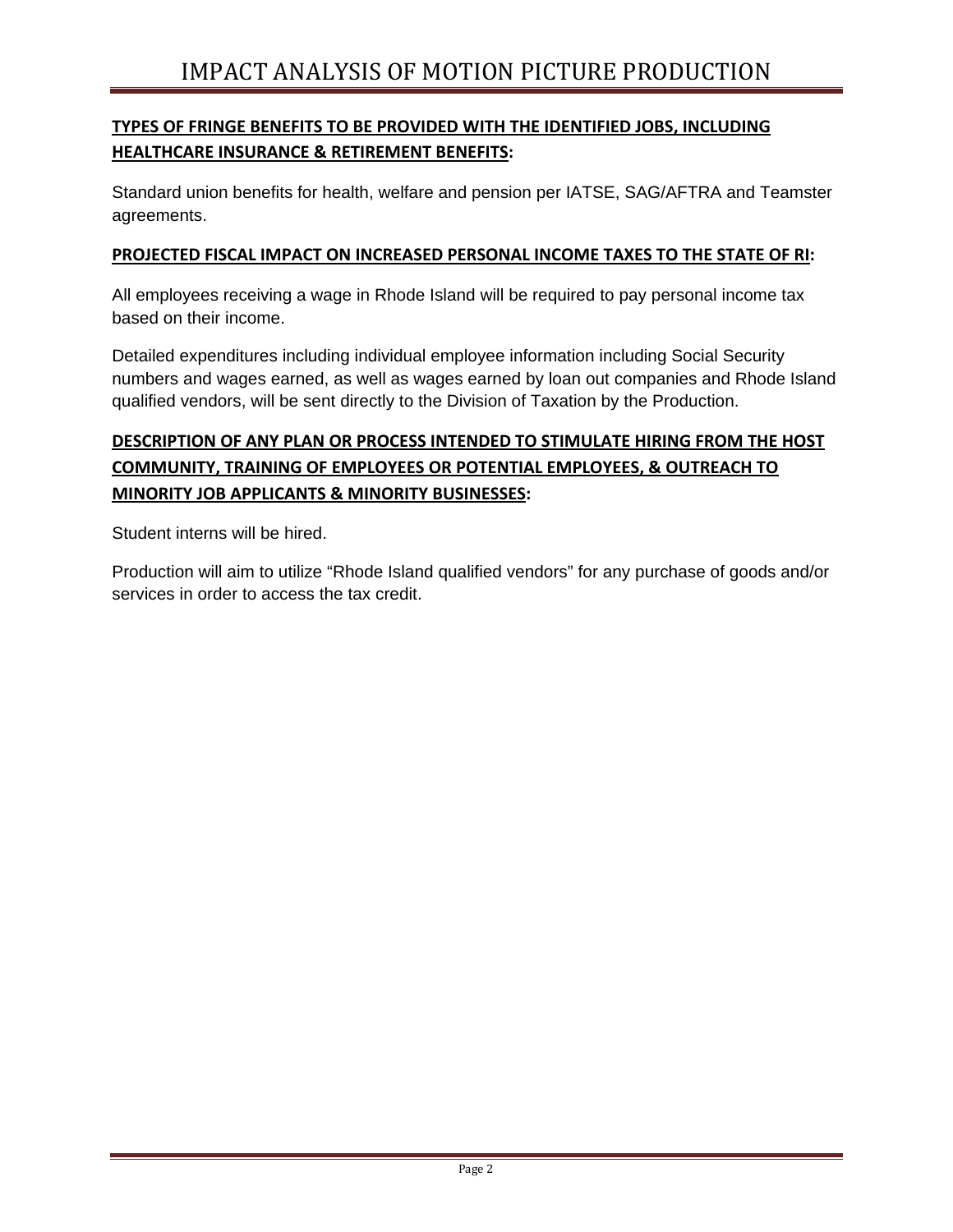**TYPES OF FRINGE BENEFITS TO BE PROVIDED WITH THE IDENTIFIED JOBS, INCLUDING HEALTHCARE INSURANCE & RETIREMENT BENEFITS:**

Standard union benefits for health, welfare and pension per IATSE, SAG/AFTRA and Teamster agreements.

**PROJECTED FISCAL IMPACT ON INCREASED PERSONAL INCOME TAXES TO THE STATE OF RI:**

All employees receiving a wage in Rhode Island will be required to pay personal income tax based on their income.

Detailed expenditures including individual employee information including Social Security numbers and wages earned, as well as wages earned by loan out companies and Rhode Island qualified vendors, will be sent directly to the Division of Taxation by the Production.

**DESCRIPTION OF ANY PLAN OR PROCESS INTENDED TO STIMULATE HIRING FROM THE HOST COMMUNITY, TRAINING OF EMPLOYEES OR POTENTIAL EMPLOYEES, & OUTREACH TO MINORITY JOB APPLICANTS & MINORITY BUSINESSES:**

Student interns will be hired.

Production will aim to utilize “Rhode Island qualified vendors” for any purchase of goods and/or services in order to access the tax credit.